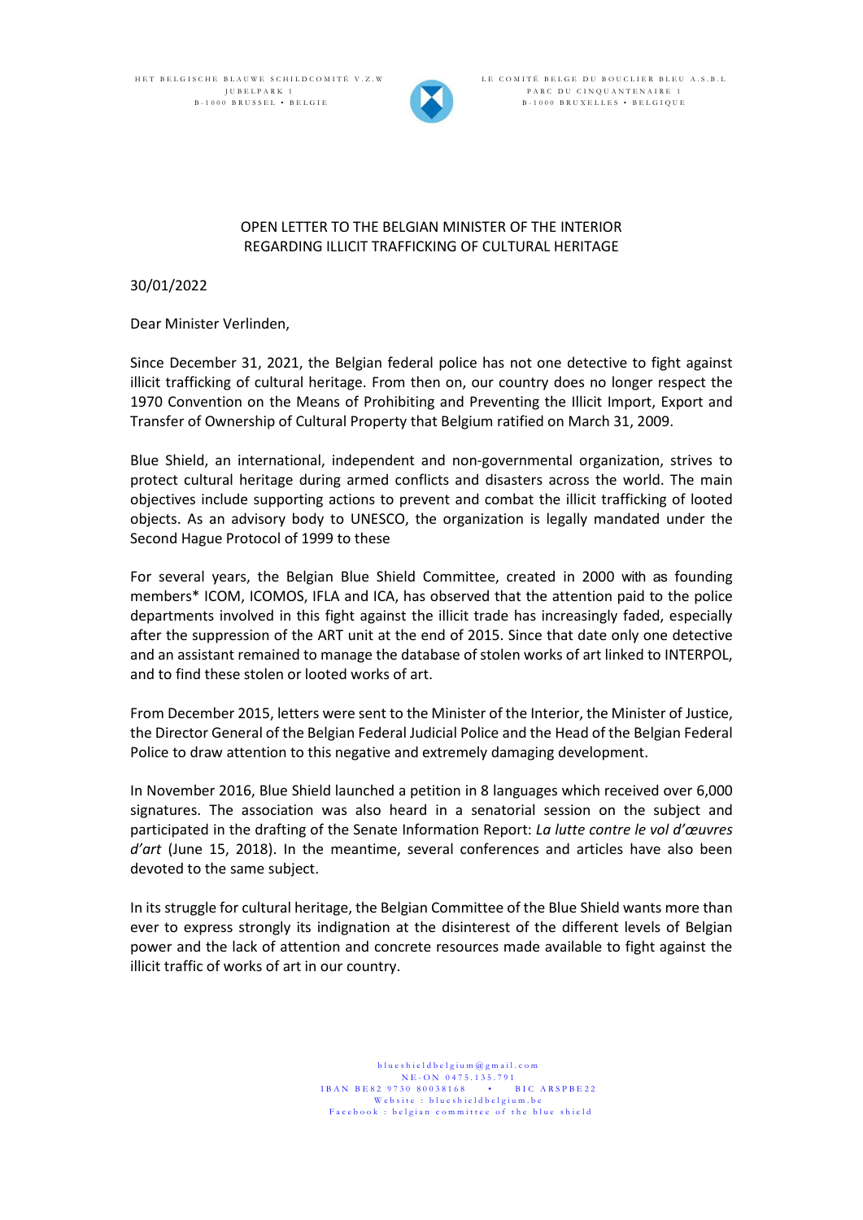HET BELGISCHE BLAUWE SCHILDCOMITÉ V.Z.W
JUBELPARK 1
B-1000 BRUSSEL • BELGIE

LE COMITÉ BELGE DU BOUCLIER BLEU A.S.B.L
PARC DU CINQUANTENAIRE 1
B-1000 BRUXELLES • BELGIQUE

# OPEN LETTER TO THE BELGIAN MINISTER OF THE INTERIOR REGARDING ILLICIT TRAFFICKING OF CULTURAL HERITAGE

30/01/2022

Dear Minister Verlinden,

Since December 31, 2021, the Belgian federal police has not one detective to fight against illicit trafficking of cultural heritage. From then on, our country does no longer respect the 1970 Convention on the Means of Prohibiting and Preventing the Illicit Import, Export and Transfer of Ownership of Cultural Property that Belgium ratified on March 31, 2009.

Blue Shield, an international, independent and non-governmental organization, strives to protect cultural heritage during armed conflicts and disasters across the world. The main objectives include supporting actions to prevent and combat the illicit trafficking of looted objects. As an advisory body to UNESCO, the organization is legally mandated under the Second Hague Protocol of 1999 to these

For several years, the Belgian Blue Shield Committee, created in 2000 with as founding members* ICOM, ICOMOS, IFLA and ICA, has observed that the attention paid to the police departments involved in this fight against the illicit trade has increasingly faded, especially after the suppression of the ART unit at the end of 2015. Since that date only one detective and an assistant remained to manage the database of stolen works of art linked to INTERPOL, and to find these stolen or looted works of art.

From December 2015, letters were sent to the Minister of the Interior, the Minister of Justice, the Director General of the Belgian Federal Judicial Police and the Head of the Belgian Federal Police to draw attention to this negative and extremely damaging development.

In November 2016, Blue Shield launched a petition in 8 languages which received over 6,000 signatures. The association was also heard in a senatorial session on the subject and participated in the drafting of the Senate Information Report: *La lutte contre le vol d'œuvres d'art* (June 15, 2018). In the meantime, several conferences and articles have also been devoted to the same subject.

In its struggle for cultural heritage, the Belgian Committee of the Blue Shield wants more than ever to express strongly its indignation at the disinterest of the different levels of Belgian power and the lack of attention and concrete resources made available to fight against the illicit traffic of works of art in our country.

blueshieldbelgium@gmail.com
NE-ON 0475.135.791
IBAN BE82 9730 80038168 • BIC ARSPBE22
Website : blueshieldbelgium.be
Facebook : belgian committee of the blue shield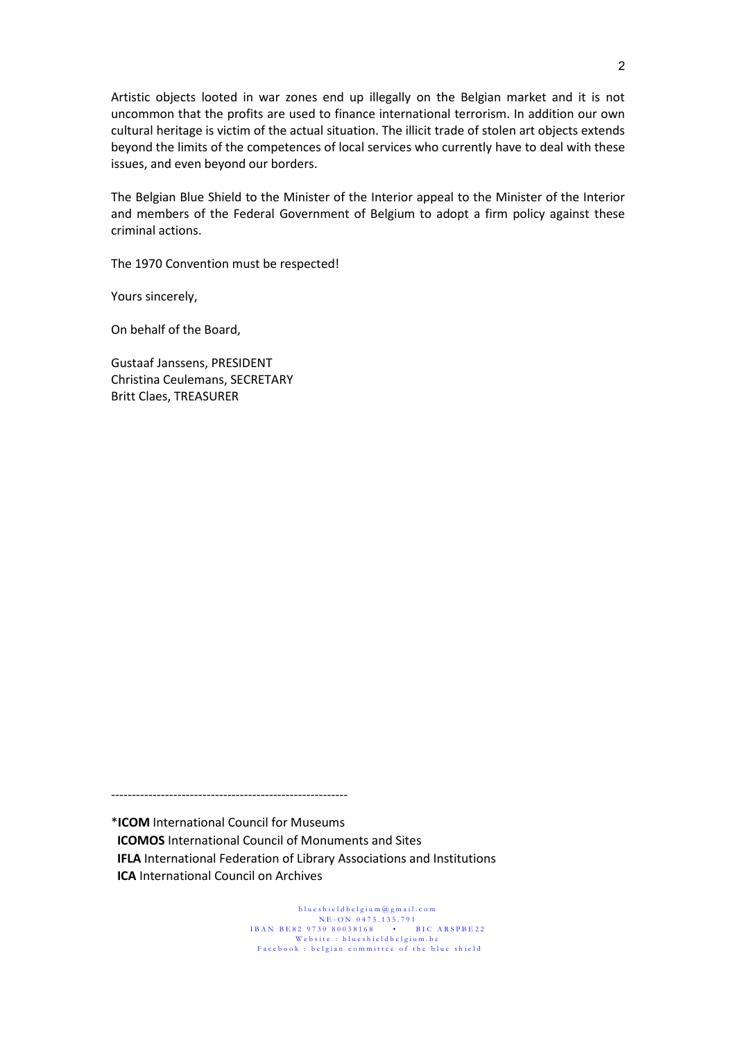Artistic objects looted in war zones end up illegally on the Belgian market and it is not uncommon that the profits are used to finance international terrorism. In addition our own cultural heritage is victim of the actual situation. The illicit trade of stolen art objects extends beyond the limits of the competences of local services who currently have to deal with these issues, and even beyond our borders.

The Belgian Blue Shield to the Minister of the Interior appeal to the Minister of the Interior and members of the Federal Government of Belgium to adopt a firm policy against these criminal actions.

The 1970 Convention must be respected!

Yours sincerely,

On behalf of the Board,

Gustaaf Janssens, PRESIDENT
Christina Ceulemans, SECRETARY
Britt Claes, TREASURER

---------------------------------------------------------

*__ICOM__ International Council for Museums
__ICOMOS__ International Council of Monuments and Sites
__IFLA__ International Federation of Library Associations and Institutions
__ICA__ International Council on Archives

blueshieldbelgium@gmail.com
NE-ON 0475.135.791
IBAN BE82 9730 80038168 • BIC ARSPBE22
Website : blueshieldbelgium.be
Facebook : belgian committee of the blue shield